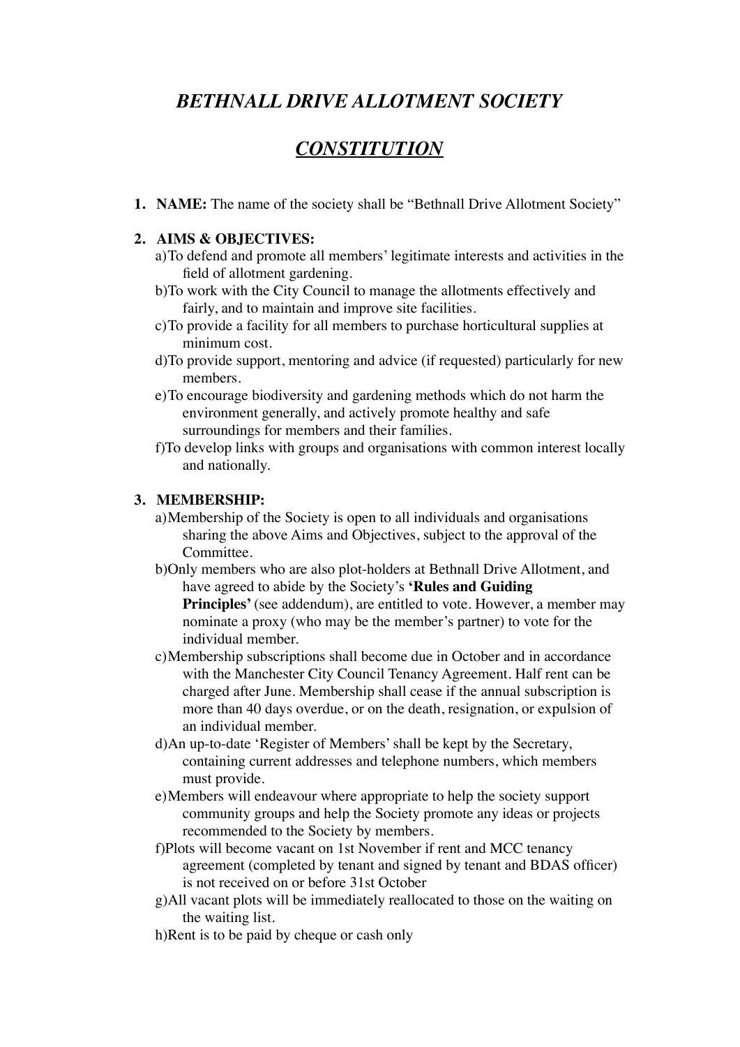# *BETHNALL DRIVE ALLOTMENT SOCIETY*

## *CONSTITUTION*

1. **NAME:** The name of the society shall be "Bethnall Drive Allotment Society"

2. **AIMS & OBJECTIVES:**
   a) To defend and promote all members' legitimate interests and activities in the field of allotment gardening.
   b) To work with the City Council to manage the allotments effectively and fairly, and to maintain and improve site facilities.
   c) To provide a facility for all members to purchase horticultural supplies at minimum cost.
   d) To provide support, mentoring and advice (if requested) particularly for new members.
   e) To encourage biodiversity and gardening methods which do not harm the environment generally, and actively promote healthy and safe surroundings for members and their families.
   f) To develop links with groups and organisations with common interest locally and nationally.

3. **MEMBERSHIP:**
   a) Membership of the Society is open to all individuals and organisations sharing the above Aims and Objectives, subject to the approval of the Committee.
   b) Only members who are also plot-holders at Bethnall Drive Allotment, and have agreed to abide by the Society's **'Rules and Guiding Principles'** (see addendum), are entitled to vote. However, a member may nominate a proxy (who may be the member's partner) to vote for the individual member.
   c) Membership subscriptions shall become due in October and in accordance with the Manchester City Council Tenancy Agreement. Half rent can be charged after June. Membership shall cease if the annual subscription is more than 40 days overdue, or on the death, resignation, or expulsion of an individual member.
   d) An up-to-date 'Register of Members' shall be kept by the Secretary, containing current addresses and telephone numbers, which members must provide.
   e) Members will endeavour where appropriate to help the society support community groups and help the Society promote any ideas or projects recommended to the Society by members.
   f) Plots will become vacant on 1st November if rent and MCC tenancy agreement (completed by tenant and signed by tenant and BDAS officer) is not received on or before 31st October
   g) All vacant plots will be immediately reallocated to those on the waiting on the waiting list.
   h) Rent is to be paid by cheque or cash only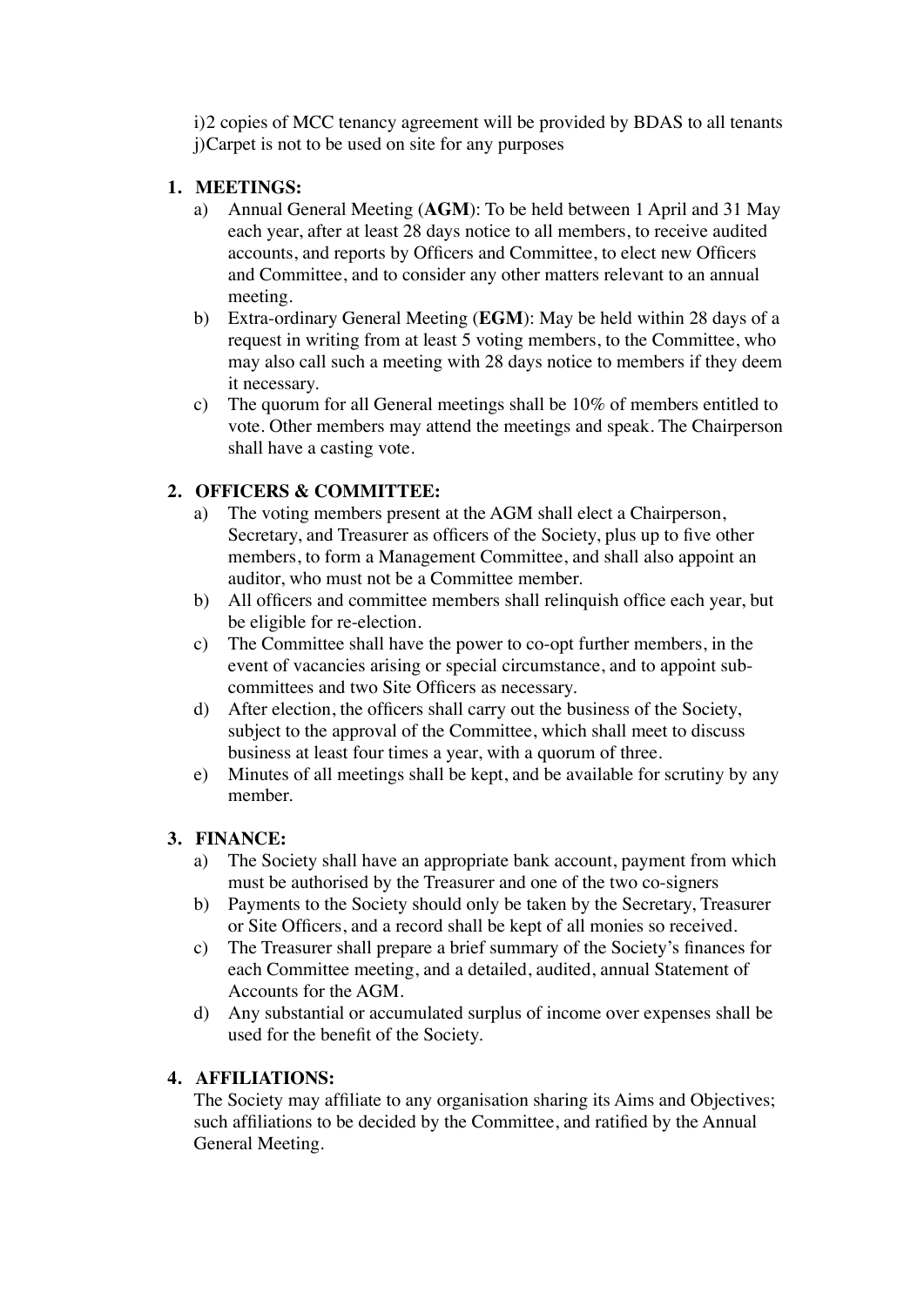i)2 copies of MCC tenancy agreement will be provided by BDAS to all tenants
j)Carpet is not to be used on site for any purposes

1. **MEETINGS:**
   a) Annual General Meeting (**AGM**): To be held between 1 April and 31 May each year, after at least 28 days notice to all members, to receive audited accounts, and reports by Officers and Committee, to elect new Officers and Committee, and to consider any other matters relevant to an annual meeting.
   b) Extra-ordinary General Meeting (**EGM**): May be held within 28 days of a request in writing from at least 5 voting members, to the Committee, who may also call such a meeting with 28 days notice to members if they deem it necessary.
   c) The quorum for all General meetings shall be 10% of members entitled to vote. Other members may attend the meetings and speak. The Chairperson shall have a casting vote.

2. **OFFICERS & COMMITTEE:**
   a) The voting members present at the AGM shall elect a Chairperson, Secretary, and Treasurer as officers of the Society, plus up to five other members, to form a Management Committee, and shall also appoint an auditor, who must not be a Committee member.
   b) All officers and committee members shall relinquish office each year, but be eligible for re-election.
   c) The Committee shall have the power to co-opt further members, in the event of vacancies arising or special circumstance, and to appoint sub-committees and two Site Officers as necessary.
   d) After election, the officers shall carry out the business of the Society, subject to the approval of the Committee, which shall meet to discuss business at least four times a year, with a quorum of three.
   e) Minutes of all meetings shall be kept, and be available for scrutiny by any member.

3. **FINANCE:**
   a) The Society shall have an appropriate bank account, payment from which must be authorised by the Treasurer and one of the two co-signers
   b) Payments to the Society should only be taken by the Secretary, Treasurer or Site Officers, and a record shall be kept of all monies so received.
   c) The Treasurer shall prepare a brief summary of the Society's finances for each Committee meeting, and a detailed, audited, annual Statement of Accounts for the AGM.
   d) Any substantial or accumulated surplus of income over expenses shall be used for the benefit of the Society.

4. **AFFILIATIONS:**
   The Society may affiliate to any organisation sharing its Aims and Objectives; such affiliations to be decided by the Committee, and ratified by the Annual General Meeting.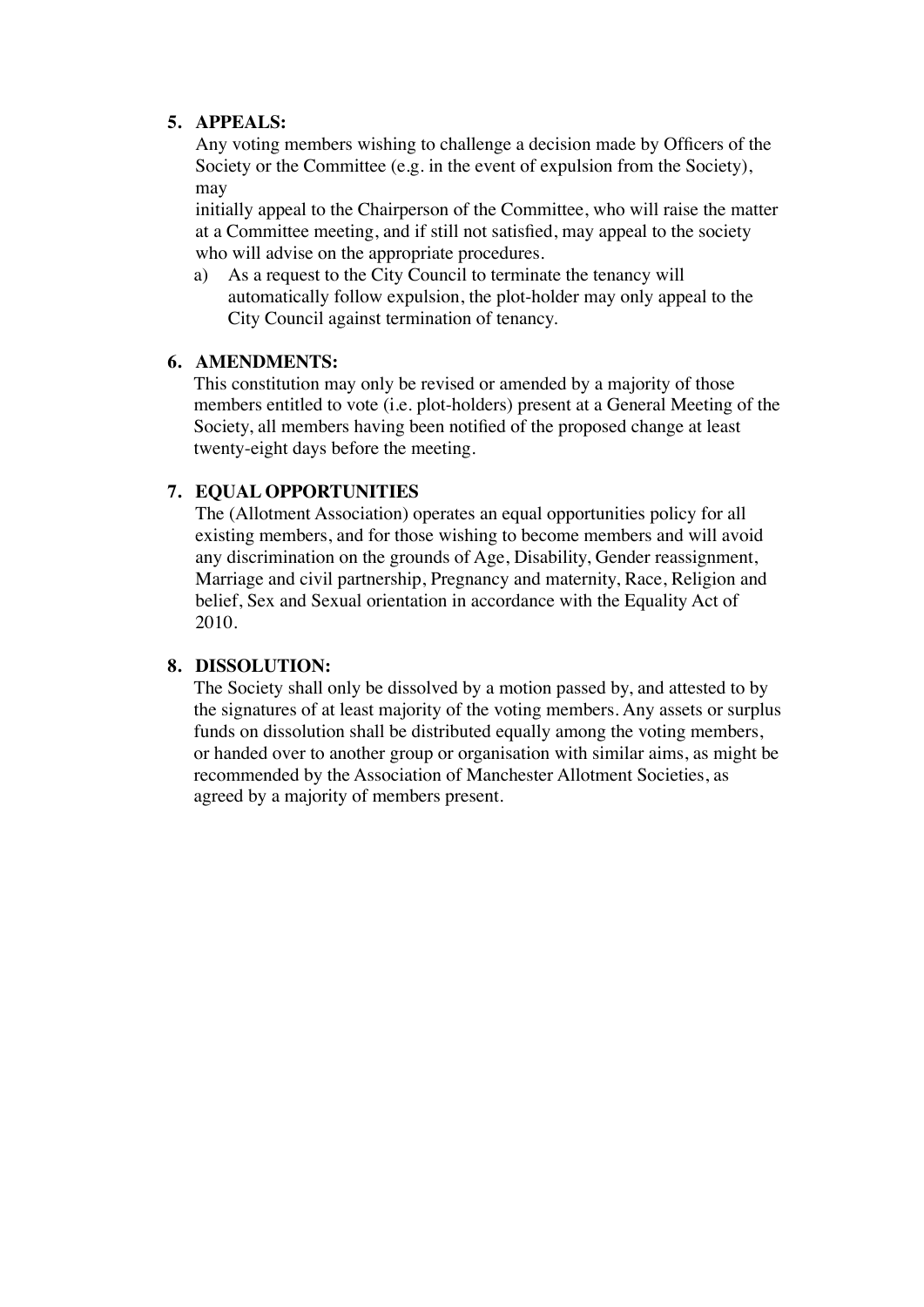5. **APPEALS:**

   Any voting members wishing to challenge a decision made by Officers of the Society or the Committee (e.g. in the event of expulsion from the Society), may

   initially appeal to the Chairperson of the Committee, who will raise the matter at a Committee meeting, and if still not satisfied, may appeal to the society who will advise on the appropriate procedures.

   a) As a request to the City Council to terminate the tenancy will automatically follow expulsion, the plot-holder may only appeal to the City Council against termination of tenancy.

6. **AMENDMENTS:**

   This constitution may only be revised or amended by a majority of those members entitled to vote (i.e. plot-holders) present at a General Meeting of the Society, all members having been notified of the proposed change at least twenty-eight days before the meeting.

7. **EQUAL OPPORTUNITIES**

   The (Allotment Association) operates an equal opportunities policy for all existing members, and for those wishing to become members and will avoid any discrimination on the grounds of Age, Disability, Gender reassignment, Marriage and civil partnership, Pregnancy and maternity, Race, Religion and belief, Sex and Sexual orientation in accordance with the Equality Act of 2010.

8. **DISSOLUTION:**

   The Society shall only be dissolved by a motion passed by, and attested to by the signatures of at least majority of the voting members. Any assets or surplus funds on dissolution shall be distributed equally among the voting members, or handed over to another group or organisation with similar aims, as might be recommended by the Association of Manchester Allotment Societies, as agreed by a majority of members present.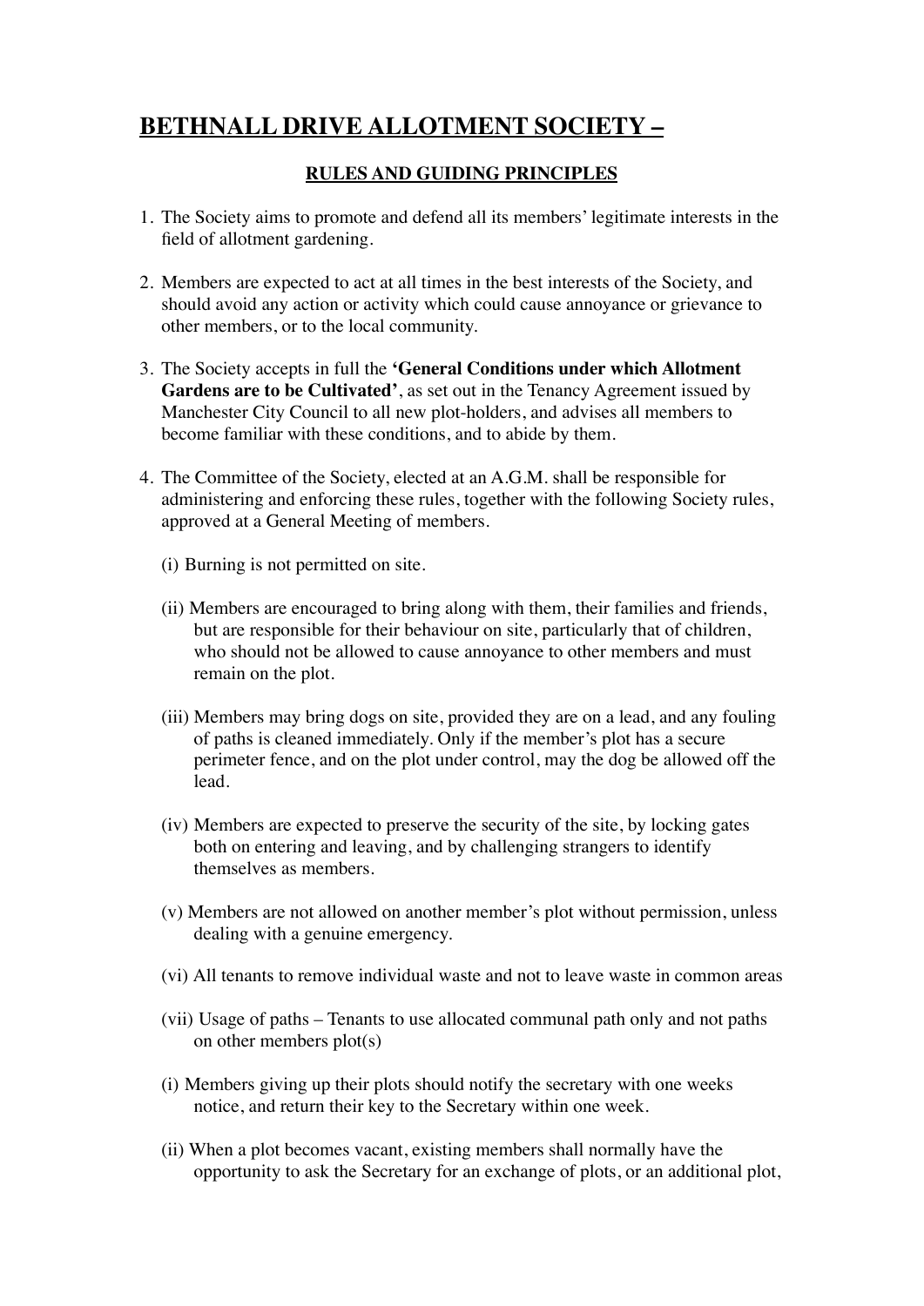# BETHNALL DRIVE ALLOTMENT SOCIETY –

## RULES AND GUIDING PRINCIPLES

1. The Society aims to promote and defend all its members' legitimate interests in the field of allotment gardening.

2. Members are expected to act at all times in the best interests of the Society, and should avoid any action or activity which could cause annoyance or grievance to other members, or to the local community.

3. The Society accepts in full the **'General Conditions under which Allotment Gardens are to be Cultivated'**, as set out in the Tenancy Agreement issued by Manchester City Council to all new plot-holders, and advises all members to become familiar with these conditions, and to abide by them.

4. The Committee of the Society, elected at an A.G.M. shall be responsible for administering and enforcing these rules, together with the following Society rules, approved at a General Meeting of members.

   (i) Burning is not permitted on site.

   (ii) Members are encouraged to bring along with them, their families and friends, but are responsible for their behaviour on site, particularly that of children, who should not be allowed to cause annoyance to other members and must remain on the plot.

   (iii) Members may bring dogs on site, provided they are on a lead, and any fouling of paths is cleaned immediately. Only if the member's plot has a secure perimeter fence, and on the plot under control, may the dog be allowed off the lead.

   (iv) Members are expected to preserve the security of the site, by locking gates both on entering and leaving, and by challenging strangers to identify themselves as members.

   (v) Members are not allowed on another member's plot without permission, unless dealing with a genuine emergency.

   (vi) All tenants to remove individual waste and not to leave waste in common areas

   (vii) Usage of paths – Tenants to use allocated communal path only and not paths on other members plot(s)

   (i) Members giving up their plots should notify the secretary with one weeks notice, and return their key to the Secretary within one week.

   (ii) When a plot becomes vacant, existing members shall normally have the opportunity to ask the Secretary for an exchange of plots, or an additional plot,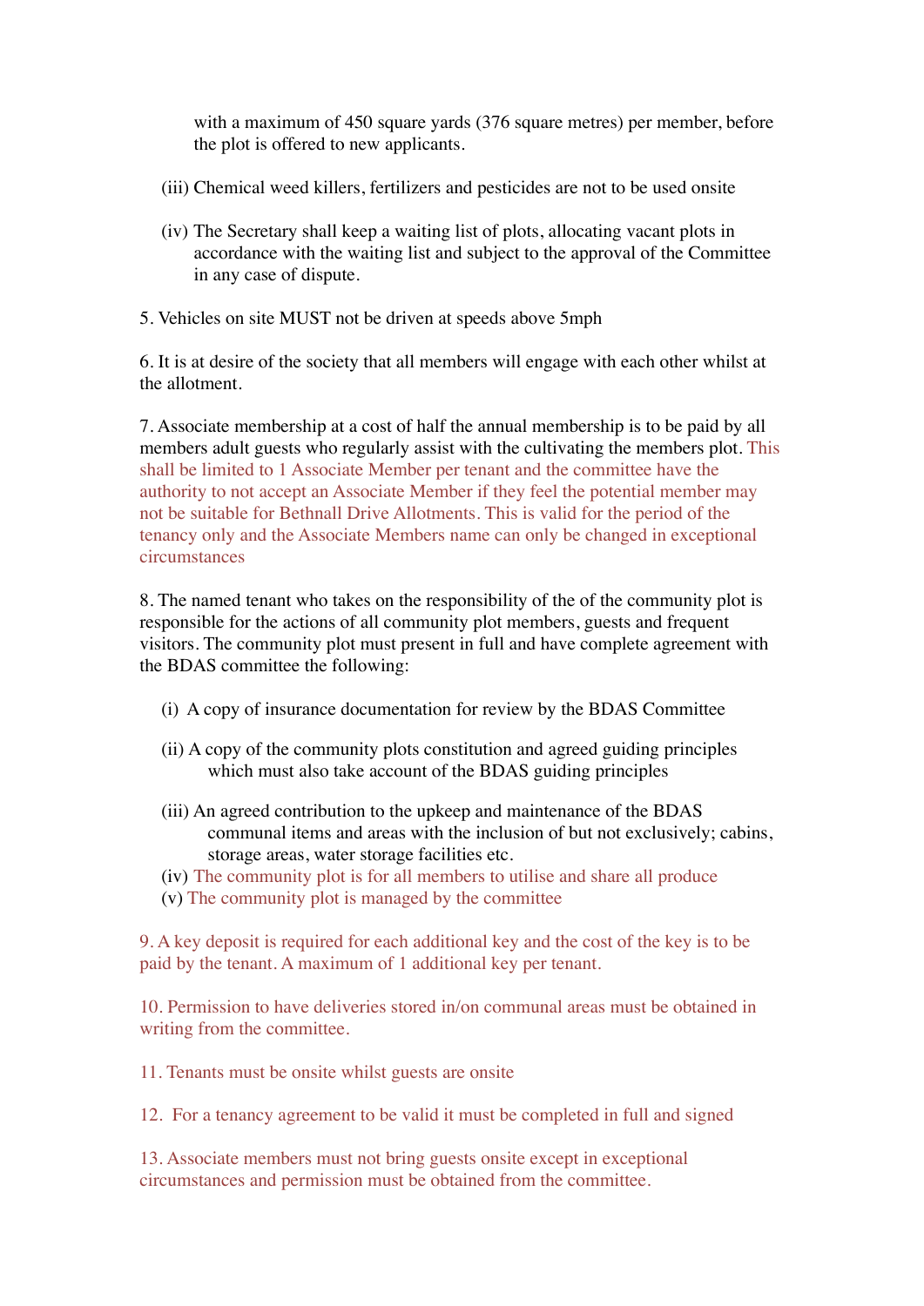with a maximum of 450 square yards (376 square metres) per member, before the plot is offered to new applicants.

(iii) Chemical weed killers, fertilizers and pesticides are not to be used onsite

(iv) The Secretary shall keep a waiting list of plots, allocating vacant plots in accordance with the waiting list and subject to the approval of the Committee in any case of dispute.

5. Vehicles on site MUST not be driven at speeds above 5mph

6. It is at desire of the society that all members will engage with each other whilst at the allotment.

7. Associate membership at a cost of half the annual membership is to be paid by all members adult guests who regularly assist with the cultivating the members plot. This shall be limited to 1 Associate Member per tenant and the committee have the authority to not accept an Associate Member if they feel the potential member may not be suitable for Bethnall Drive Allotments. This is valid for the period of the tenancy only and the Associate Members name can only be changed in exceptional circumstances

8. The named tenant who takes on the responsibility of the of the community plot is responsible for the actions of all community plot members, guests and frequent visitors. The community plot must present in full and have complete agreement with the BDAS committee the following:

(i) A copy of insurance documentation for review by the BDAS Committee

(ii) A copy of the community plots constitution and agreed guiding principles which must also take account of the BDAS guiding principles

(iii) An agreed contribution to the upkeep and maintenance of the BDAS communal items and areas with the inclusion of but not exclusively; cabins, storage areas, water storage facilities etc.

(iv) The community plot is for all members to utilise and share all produce

(v) The community plot is managed by the committee

9. A key deposit is required for each additional key and the cost of the key is to be paid by the tenant. A maximum of 1 additional key per tenant.

10. Permission to have deliveries stored in/on communal areas must be obtained in writing from the committee.

11. Tenants must be onsite whilst guests are onsite

12. For a tenancy agreement to be valid it must be completed in full and signed

13. Associate members must not bring guests onsite except in exceptional circumstances and permission must be obtained from the committee.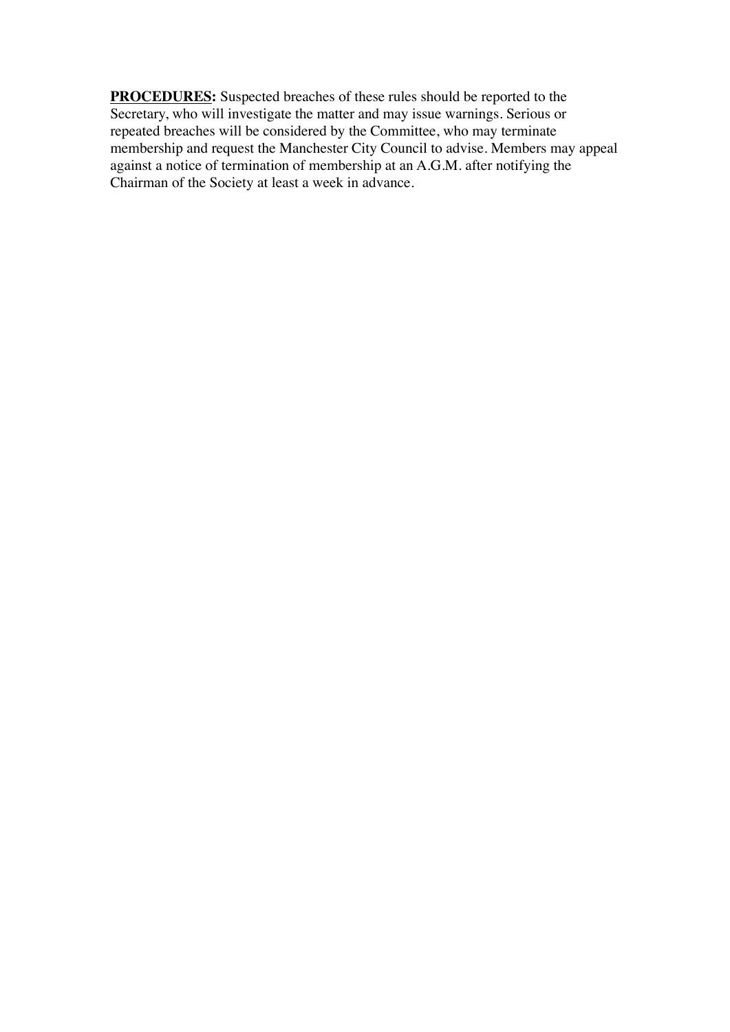**PROCEDURES:** Suspected breaches of these rules should be reported to the Secretary, who will investigate the matter and may issue warnings. Serious or repeated breaches will be considered by the Committee, who may terminate membership and request the Manchester City Council to advise. Members may appeal against a notice of termination of membership at an A.G.M. after notifying the Chairman of the Society at least a week in advance.